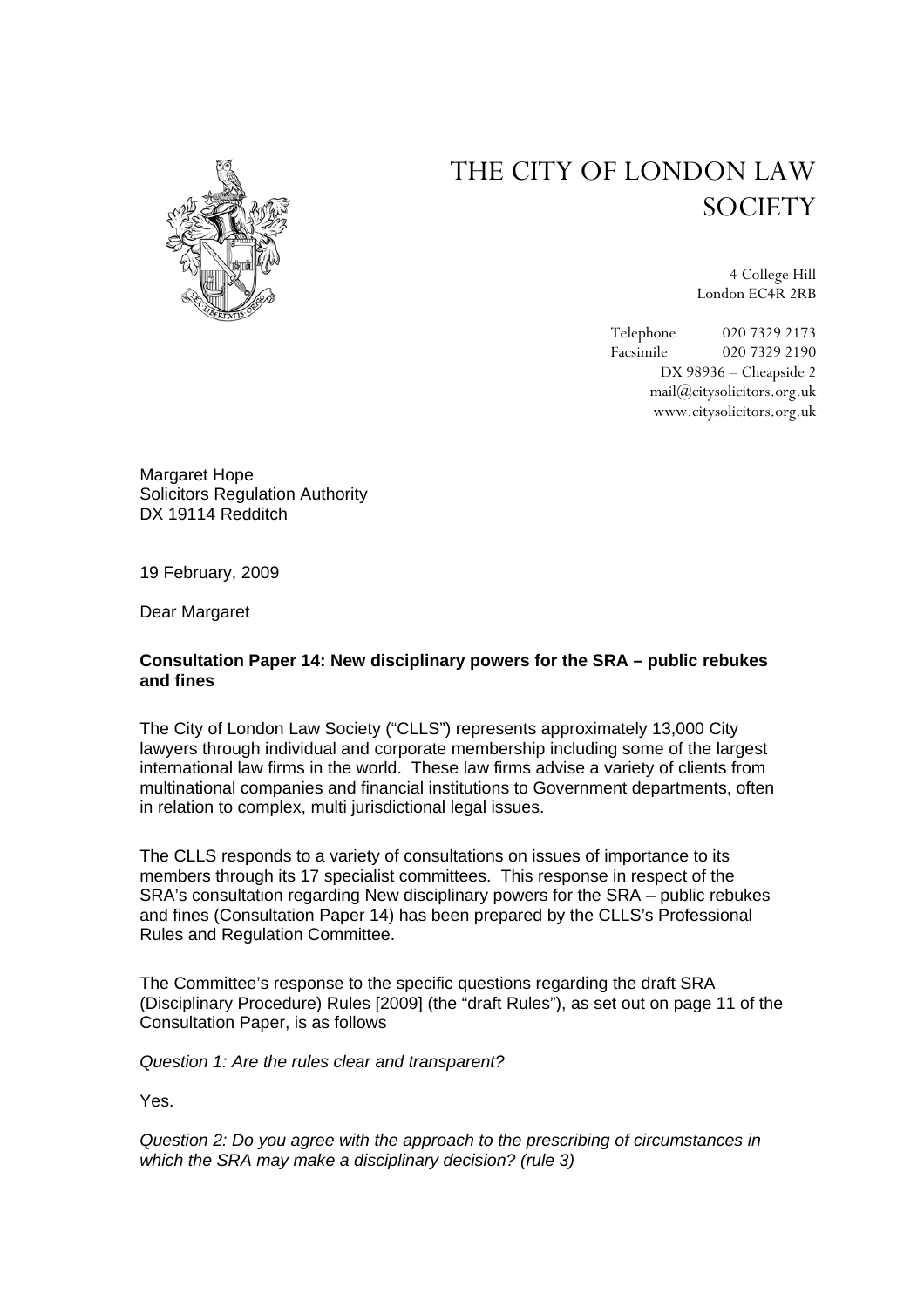# THE CITY OF LONDON LAW SOCIETY

4 College Hill
London EC4R 2RB

Telephone 020 7329 2173
Facsimile 020 7329 2190
DX 98936 – Cheapside 2
mail@citysolicitors.org.uk
www.citysolicitors.org.uk

Margaret Hope
Solicitors Regulation Authority
DX 19114 Redditch

19 February, 2009

Dear Margaret

**Consultation Paper 14: New disciplinary powers for the SRA – public rebukes and fines**

The City of London Law Society ("CLLS") represents approximately 13,000 City lawyers through individual and corporate membership including some of the largest international law firms in the world. These law firms advise a variety of clients from multinational companies and financial institutions to Government departments, often in relation to complex, multi jurisdictional legal issues.

The CLLS responds to a variety of consultations on issues of importance to its members through its 17 specialist committees. This response in respect of the SRA's consultation regarding New disciplinary powers for the SRA – public rebukes and fines (Consultation Paper 14) has been prepared by the CLLS's Professional Rules and Regulation Committee.

The Committee's response to the specific questions regarding the draft SRA (Disciplinary Procedure) Rules [2009] (the "draft Rules"), as set out on page 11 of the Consultation Paper, is as follows

*Question 1: Are the rules clear and transparent?*

Yes.

*Question 2: Do you agree with the approach to the prescribing of circumstances in which the SRA may make a disciplinary decision? (rule 3)*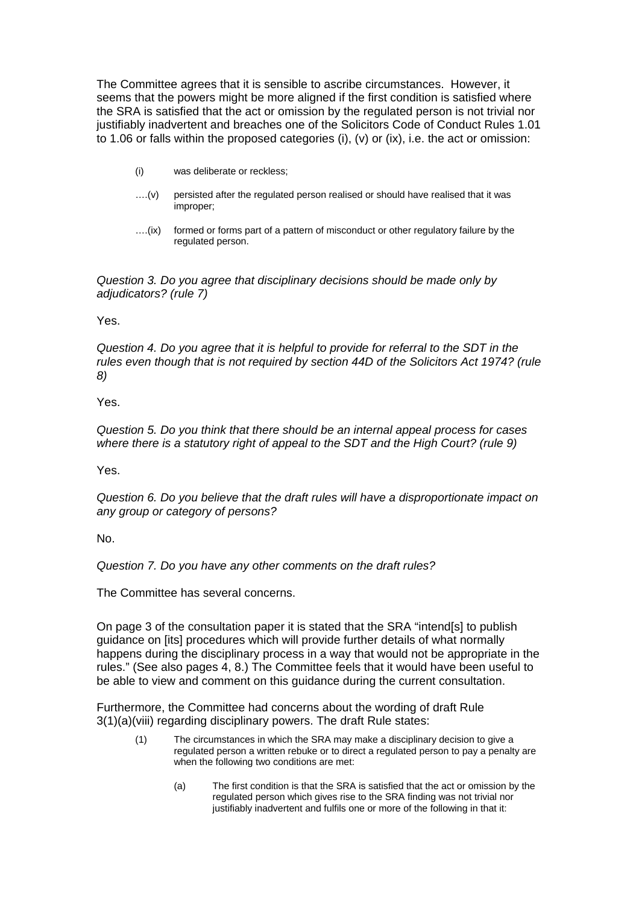The Committee agrees that it is sensible to ascribe circumstances. However, it seems that the powers might be more aligned if the first condition is satisfied where the SRA is satisfied that the act or omission by the regulated person is not trivial nor justifiably inadvertent and breaches one of the Solicitors Code of Conduct Rules 1.01 to 1.06 or falls within the proposed categories (i), (v) or (ix), i.e. the act or omission:

> (i) was deliberate or reckless;
>
> ….(v) persisted after the regulated person realised or should have realised that it was improper;
>
> ….(ix) formed or forms part of a pattern of misconduct or other regulatory failure by the regulated person.

*Question 3. Do you agree that disciplinary decisions should be made only by adjudicators? (rule 7)*

Yes.

*Question 4. Do you agree that it is helpful to provide for referral to the SDT in the rules even though that is not required by section 44D of the Solicitors Act 1974? (rule 8)*

Yes.

*Question 5. Do you think that there should be an internal appeal process for cases where there is a statutory right of appeal to the SDT and the High Court? (rule 9)*

Yes.

*Question 6. Do you believe that the draft rules will have a disproportionate impact on any group or category of persons?*

No.

*Question 7. Do you have any other comments on the draft rules?*

The Committee has several concerns.

On page 3 of the consultation paper it is stated that the SRA "intend[s] to publish guidance on [its] procedures which will provide further details of what normally happens during the disciplinary process in a way that would not be appropriate in the rules." (See also pages 4, 8.) The Committee feels that it would have been useful to be able to view and comment on this guidance during the current consultation.

Furthermore, the Committee had concerns about the wording of draft Rule 3(1)(a)(viii) regarding disciplinary powers. The draft Rule states:

> (1) The circumstances in which the SRA may make a disciplinary decision to give a regulated person a written rebuke or to direct a regulated person to pay a penalty are when the following two conditions are met:
>
> > (a) The first condition is that the SRA is satisfied that the act or omission by the regulated person which gives rise to the SRA finding was not trivial nor justifiably inadvertent and fulfils one or more of the following in that it: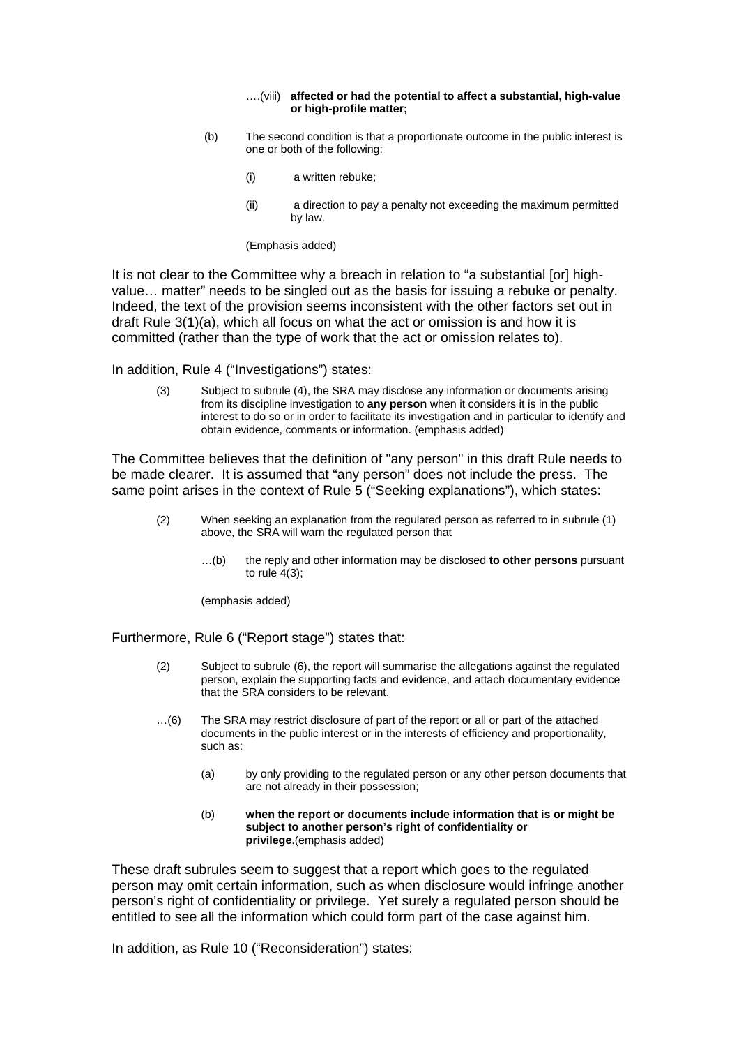….(viii) **affected or had the potential to affect a substantial, high-value or high-profile matter;**

(b) The second condition is that a proportionate outcome in the public interest is one or both of the following:

(i) a written rebuke;

(ii) a direction to pay a penalty not exceeding the maximum permitted by law.

(Emphasis added)

It is not clear to the Committee why a breach in relation to "a substantial [or] high-value… matter" needs to be singled out as the basis for issuing a rebuke or penalty. Indeed, the text of the provision seems inconsistent with the other factors set out in draft Rule 3(1)(a), which all focus on what the act or omission is and how it is committed (rather than the type of work that the act or omission relates to).

In addition, Rule 4 ("Investigations") states:

> (3) Subject to subrule (4), the SRA may disclose any information or documents arising from its discipline investigation to **any person** when it considers it is in the public interest to do so or in order to facilitate its investigation and in particular to identify and obtain evidence, comments or information. (emphasis added)

The Committee believes that the definition of "any person" in this draft Rule needs to be made clearer. It is assumed that "any person" does not include the press. The same point arises in the context of Rule 5 ("Seeking explanations"), which states:

> (2) When seeking an explanation from the regulated person as referred to in subrule (1) above, the SRA will warn the regulated person that
>
> …(b) the reply and other information may be disclosed **to other persons** pursuant to rule 4(3);
>
> (emphasis added)

Furthermore, Rule 6 ("Report stage") states that:

> (2) Subject to subrule (6), the report will summarise the allegations against the regulated person, explain the supporting facts and evidence, and attach documentary evidence that the SRA considers to be relevant.
>
> …(6) The SRA may restrict disclosure of part of the report or all or part of the attached documents in the public interest or in the interests of efficiency and proportionality, such as:
>
> (a) by only providing to the regulated person or any other person documents that are not already in their possession;
>
> (b) **when the report or documents include information that is or might be subject to another person's right of confidentiality or privilege**.(emphasis added)

These draft subrules seem to suggest that a report which goes to the regulated person may omit certain information, such as when disclosure would infringe another person's right of confidentiality or privilege. Yet surely a regulated person should be entitled to see all the information which could form part of the case against him.

In addition, as Rule 10 ("Reconsideration") states: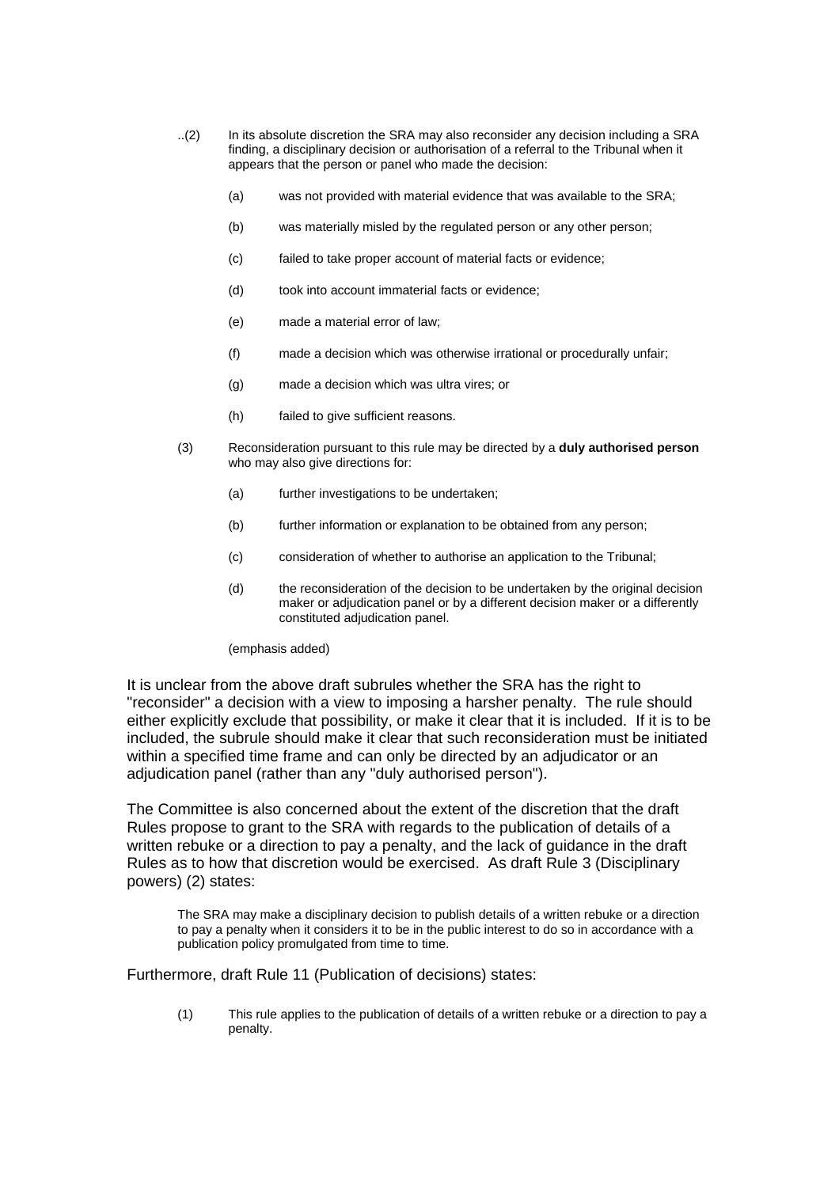..(2) In its absolute discretion the SRA may also reconsider any decision including a SRA finding, a disciplinary decision or authorisation of a referral to the Tribunal when it appears that the person or panel who made the decision:

> (a) was not provided with material evidence that was available to the SRA;
>
> (b) was materially misled by the regulated person or any other person;
>
> (c) failed to take proper account of material facts or evidence;
>
> (d) took into account immaterial facts or evidence;
>
> (e) made a material error of law;
>
> (f) made a decision which was otherwise irrational or procedurally unfair;
>
> (g) made a decision which was ultra vires; or
>
> (h) failed to give sufficient reasons.

(3) Reconsideration pursuant to this rule may be directed by a **duly authorised person** who may also give directions for:

> (a) further investigations to be undertaken;
>
> (b) further information or explanation to be obtained from any person;
>
> (c) consideration of whether to authorise an application to the Tribunal;
>
> (d) the reconsideration of the decision to be undertaken by the original decision maker or adjudication panel or by a different decision maker or a differently constituted adjudication panel.

(emphasis added)

It is unclear from the above draft subrules whether the SRA has the right to "reconsider" a decision with a view to imposing a harsher penalty. The rule should either explicitly exclude that possibility, or make it clear that it is included. If it is to be included, the subrule should make it clear that such reconsideration must be initiated within a specified time frame and can only be directed by an adjudicator or an adjudication panel (rather than any "duly authorised person").

The Committee is also concerned about the extent of the discretion that the draft Rules propose to grant to the SRA with regards to the publication of details of a written rebuke or a direction to pay a penalty, and the lack of guidance in the draft Rules as to how that discretion would be exercised. As draft Rule 3 (Disciplinary powers) (2) states:

> The SRA may make a disciplinary decision to publish details of a written rebuke or a direction to pay a penalty when it considers it to be in the public interest to do so in accordance with a publication policy promulgated from time to time.

Furthermore, draft Rule 11 (Publication of decisions) states:

> (1) This rule applies to the publication of details of a written rebuke or a direction to pay a penalty.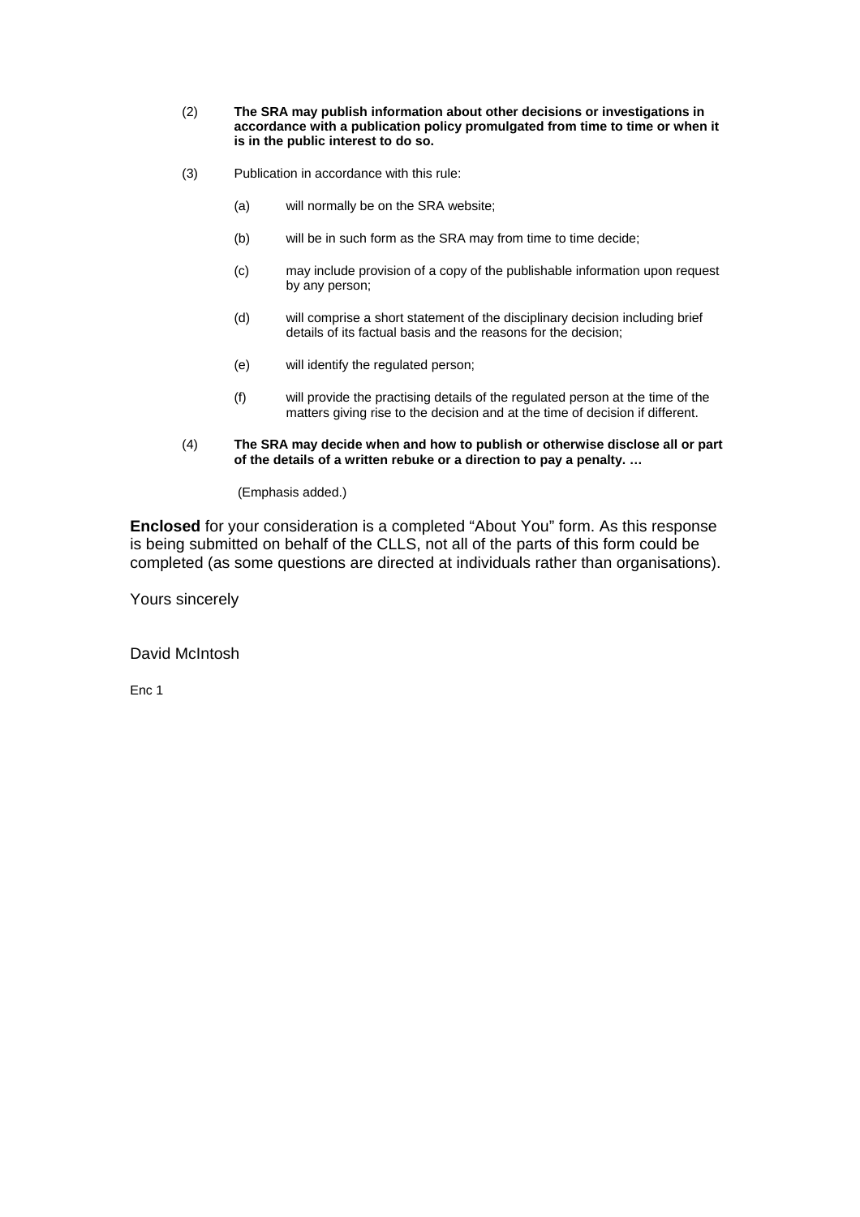(2) **The SRA may publish information about other decisions or investigations in accordance with a publication policy promulgated from time to time or when it is in the public interest to do so.**

(3) Publication in accordance with this rule:

(a) will normally be on the SRA website;

(b) will be in such form as the SRA may from time to time decide;

(c) may include provision of a copy of the publishable information upon request by any person;

(d) will comprise a short statement of the disciplinary decision including brief details of its factual basis and the reasons for the decision;

(e) will identify the regulated person;

(f) will provide the practising details of the regulated person at the time of the matters giving rise to the decision and at the time of decision if different.

(4) **The SRA may decide when and how to publish or otherwise disclose all or part of the details of a written rebuke or a direction to pay a penalty. …**

(Emphasis added.)

**Enclosed** for your consideration is a completed "About You" form. As this response is being submitted on behalf of the CLLS, not all of the parts of this form could be completed (as some questions are directed at individuals rather than organisations).

Yours sincerely

David McIntosh

Enc 1